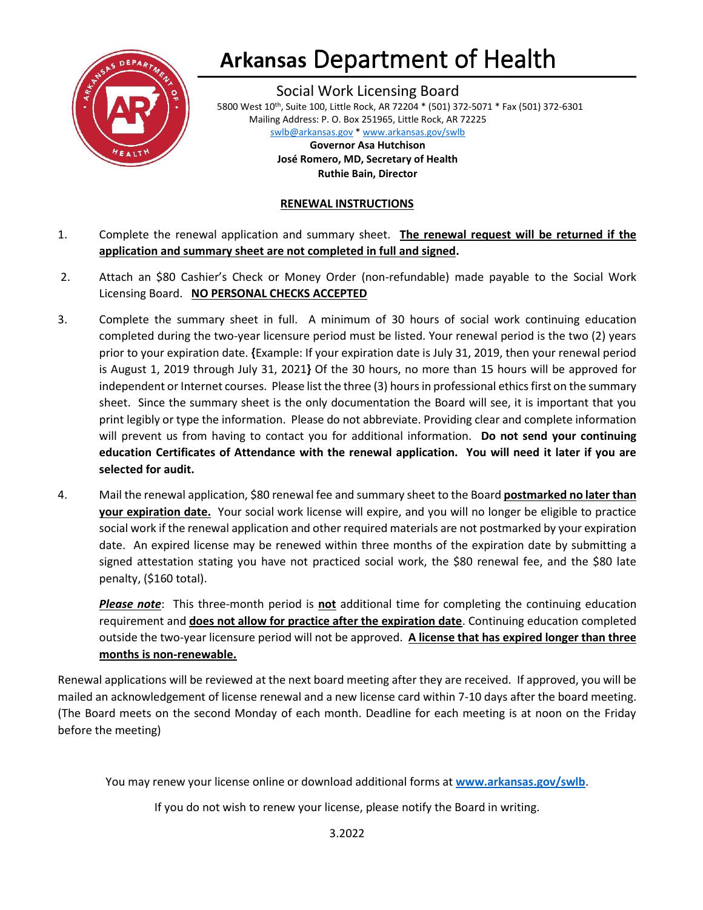# Arkansas Department of Health

Social Work Licensing Board

5800 West 10th, Suite 100, Little Rock, AR 72204 * (501) 372-5071 * Fax (501) 372-6301

Mailing Address: P. O. Box 251965, Little Rock, AR 72225

swlb@arkansas.gov * www.arkansas.gov/swlb

**Governor Asa Hutchison**

**José Romero, MD, Secretary of Health**

**Ruthie Bain, Director**

## RENEWAL INSTRUCTIONS

1. Complete the renewal application and summary sheet. **The renewal request will be returned if the application and summary sheet are not completed in full and signed.**

2. Attach an $80 Cashier's Check or Money Order (non-refundable) made payable to the Social Work Licensing Board. **NO PERSONAL CHECKS ACCEPTED**

3. Complete the summary sheet in full. A minimum of 30 hours of social work continuing education completed during the two-year licensure period must be listed. Your renewal period is the two (2) years prior to your expiration date. **{**Example: If your expiration date is July 31, 2019, then your renewal period is August 1, 2019 through July 31, 2021**}** Of the 30 hours, no more than 15 hours will be approved for independent or Internet courses. Please list the three (3) hours in professional ethics first on the summary sheet. Since the summary sheet is the only documentation the Board will see, it is important that you print legibly or type the information. Please do not abbreviate. Providing clear and complete information will prevent us from having to contact you for additional information. **Do not send your continuing education Certificates of Attendance with the renewal application. You will need it later if you are selected for audit.**

4. Mail the renewal application, $80 renewal fee and summary sheet to the Board **postmarked no later than your expiration date.** Your social work license will expire, and you will no longer be eligible to practice social work if the renewal application and other required materials are not postmarked by your expiration date. An expired license may be renewed within three months of the expiration date by submitting a signed attestation stating you have not practiced social work, the $80 renewal fee, and the $80 late penalty, ($160 total).

   ***Please note***: This three-month period is **not** additional time for completing the continuing education requirement and **does not allow for practice after the expiration date**. Continuing education completed outside the two-year licensure period will not be approved. **A license that has expired longer than three months is non-renewable.**

Renewal applications will be reviewed at the next board meeting after they are received. If approved, you will be mailed an acknowledgement of license renewal and a new license card within 7-10 days after the board meeting. (The Board meets on the second Monday of each month. Deadline for each meeting is at noon on the Friday before the meeting)

You may renew your license online or download additional forms at **www.arkansas.gov/swlb**.

If you do not wish to renew your license, please notify the Board in writing.

3.2022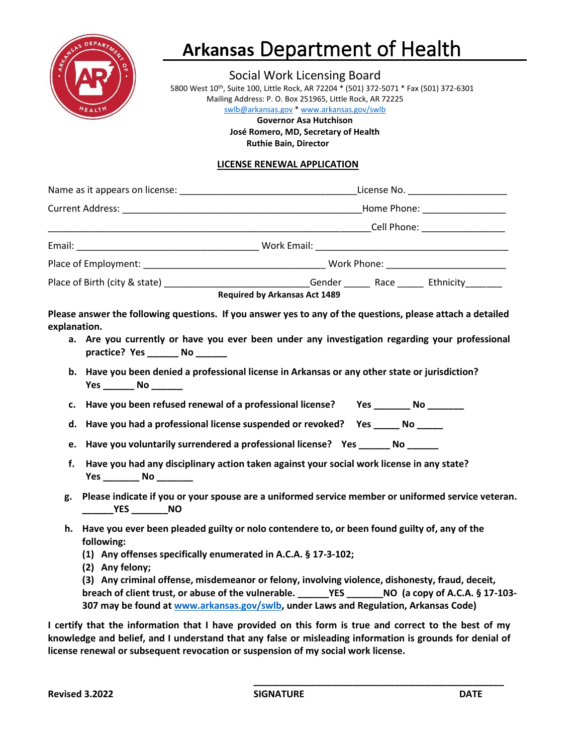# Arkansas Department of Health

Social Work Licensing Board

5800 West 10th, Suite 100, Little Rock, AR 72204 * (501) 372-5071 * Fax (501) 372-6301

Mailing Address: P. O. Box 251965, Little Rock, AR 72225

swlb@arkansas.gov * www.arkansas.gov/swlb

**Governor Asa Hutchison**

**José Romero, MD, Secretary of Health**

**Ruthie Bain, Director**

**LICENSE RENEWAL APPLICATION**

Name as it appears on license: ___________________________________ License No. ___________________

Current Address: ________________________________________________ Home Phone: ________________

_________________________________________________________________ Cell Phone: ________________

Email: ____________________________________ Work Email: ______________________________________

Place of Employment: ___________________________________ Work Phone: _______________________

Place of Birth (city & state) _____________________________ Gender _____ Race _____ Ethnicity_______

**Required by Arkansas Act 1489**

**Please answer the following questions. If you answer yes to any of the questions, please attach a detailed explanation.**

a. **Are you currently or have you ever been under any investigation regarding your professional practice? Yes ______ No ______**

b. **Have you been denied a professional license in Arkansas or any other state or jurisdiction? Yes ______ No ______**

c. **Have you been refused renewal of a professional license? Yes _______ No _______**

d. **Have you had a professional license suspended or revoked? Yes _____ No _____**

e. **Have you voluntarily surrendered a professional license? Yes ______ No ______**

f. **Have you had any disciplinary action taken against your social work license in any state? Yes _______ No _______**

g. **Please indicate if you or your spouse are a uniformed service member or uniformed service veteran. ______YES _______NO**

h. **Have you ever been pleaded guilty or nolo contendere to, or been found guilty of, any of the following:**
   **(1) Any offenses specifically enumerated in A.C.A. § 17-3-102;**
   **(2) Any felony;**
   **(3) Any criminal offense, misdemeanor or felony, involving violence, dishonesty, fraud, deceit, breach of client trust, or abuse of the vulnerable. ______YES _______NO (a copy of A.C.A. § 17-103-307 may be found at www.arkansas.gov/swlb, under Laws and Regulation, Arkansas Code)**

**I certify that the information that I have provided on this form is true and correct to the best of my knowledge and belief, and I understand that any false or misleading information is grounds for denial of license renewal or subsequent revocation or suspension of my social work license.**

**Revised 3.2022**

**_______________________________________________**

**SIGNATURE DATE**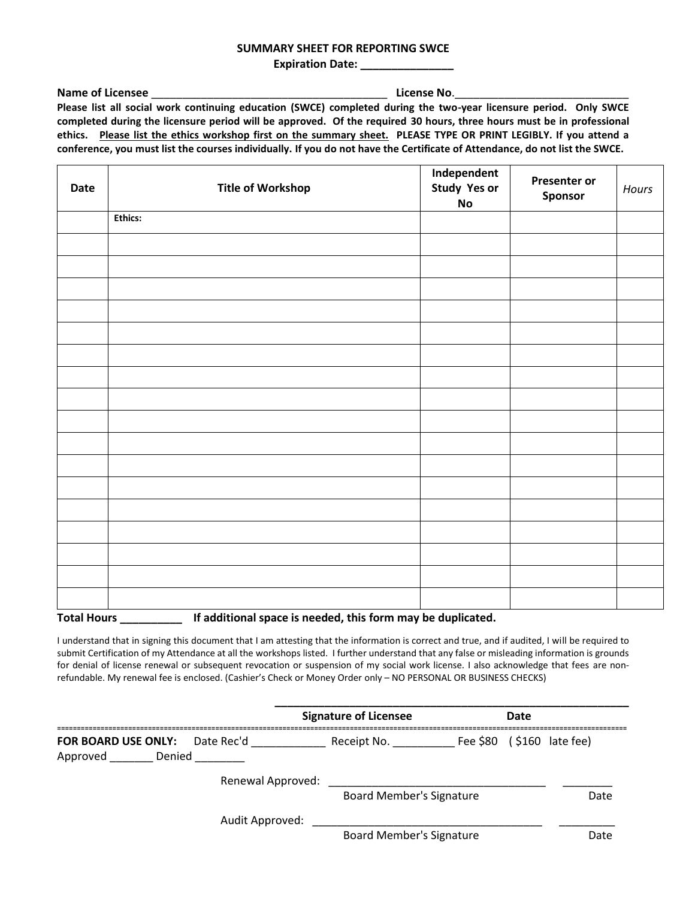## SUMMARY SHEET FOR REPORTING SWCE

**Expiration Date: _______________**

**Name of Licensee** ________________________________________ **License No**.____________________________

**Please list all social work continuing education (SWCE) completed during the two-year licensure period. Only SWCE completed during the licensure period will be approved. Of the required 30 hours, three hours must be in professional ethics. <u>Please list the ethics workshop first on the summary sheet.</u> PLEASE TYPE OR PRINT LEGIBLY. If you attend a conference, you must list the courses individually. If you do not have the Certificate of Attendance, do not list the SWCE.**

| Date | Title of Workshop | Independent Study Yes or No | Presenter or Sponsor | *Hours* |
|---|---|---|---|---|
| | **Ethics:** | | | |
| | | | | |
| | | | | |
| | | | | |
| | | | | |
| | | | | |
| | | | | |
| | | | | |
| | | | | |
| | | | | |
| | | | | |
| | | | | |
| | | | | |
| | | | | |
| | | | | |
| | | | | |
| | | | | |
| | | | | |

**Total Hours __________ If additional space is needed, this form may be duplicated.**

I understand that in signing this document that I am attesting that the information is correct and true, and if audited, I will be required to submit Certification of my Attendance at all the workshops listed. I further understand that any false or misleading information is grounds for denial of license renewal or subsequent revocation or suspension of my social work license. I also acknowledge that fees are non-refundable. My renewal fee is enclosed. (Cashier's Check or Money Order only – NO PERSONAL OR BUSINESS CHECKS)

____________________________________________________________

**Signature of Licensee** **Date**

====================================================================================================

**FOR BOARD USE ONLY:** Date Rec'd ____________ Receipt No. __________ Fee $80 ( $160 late fee)

Approved _______ Denied ________

Renewal Approved: ___________________________________ ________

Board Member's Signature Date

Audit Approved: ______________________________________ _________

Board Member's Signature Date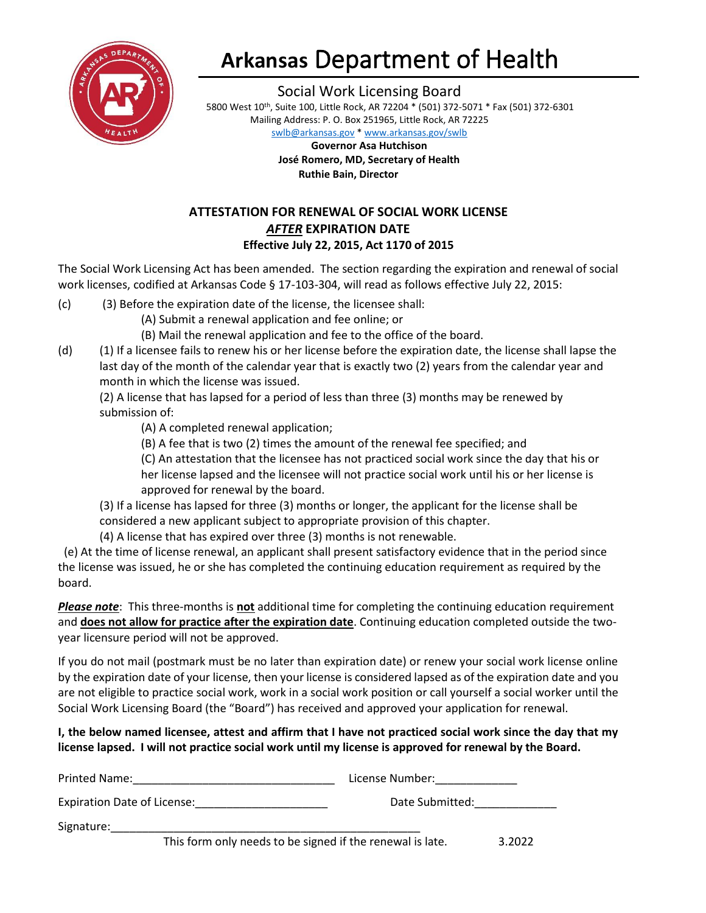# Arkansas Department of Health

Social Work Licensing Board

5800 West 10th, Suite 100, Little Rock, AR 72204 * (501) 372-5071 * Fax (501) 372-6301
Mailing Address: P. O. Box 251965, Little Rock, AR 72225
swlb@arkansas.gov * www.arkansas.gov/swlb

**Governor Asa Hutchison**
**José Romero, MD, Secretary of Health**
**Ruthie Bain, Director**

## ATTESTATION FOR RENEWAL OF SOCIAL WORK LICENSE *AFTER* EXPIRATION DATE
### Effective July 22, 2015, Act 1170 of 2015

The Social Work Licensing Act has been amended. The section regarding the expiration and renewal of social work licenses, codified at Arkansas Code § 17-103-304, will read as follows effective July 22, 2015:

(c) (3) Before the expiration date of the license, the licensee shall:

(A) Submit a renewal application and fee online; or

(B) Mail the renewal application and fee to the office of the board.

(d) (1) If a licensee fails to renew his or her license before the expiration date, the license shall lapse the last day of the month of the calendar year that is exactly two (2) years from the calendar year and month in which the license was issued.

(2) A license that has lapsed for a period of less than three (3) months may be renewed by submission of:

(A) A completed renewal application;

(B) A fee that is two (2) times the amount of the renewal fee specified; and

(C) An attestation that the licensee has not practiced social work since the day that his or her license lapsed and the licensee will not practice social work until his or her license is approved for renewal by the board.

(3) If a license has lapsed for three (3) months or longer, the applicant for the license shall be considered a new applicant subject to appropriate provision of this chapter.

(4) A license that has expired over three (3) months is not renewable.

(e) At the time of license renewal, an applicant shall present satisfactory evidence that in the period since the license was issued, he or she has completed the continuing education requirement as required by the board.

***Please note***: This three-months is **not** additional time for completing the continuing education requirement and **does not allow for practice after the expiration date**. Continuing education completed outside the two-year licensure period will not be approved.

If you do not mail (postmark must be no later than expiration date) or renew your social work license online by the expiration date of your license, then your license is considered lapsed as of the expiration date and you are not eligible to practice social work, work in a social work position or call yourself a social worker until the Social Work Licensing Board (the "Board") has received and approved your application for renewal.

**I, the below named licensee, attest and affirm that I have not practiced social work since the day that my license lapsed. I will not practice social work until my license is approved for renewal by the Board.**

Printed Name:_______________________________ License Number:____________

Expiration Date of License:____________________ Date Submitted:____________

Signature:_______________________________________________

This form only needs to be signed if the renewal is late. 3.2022